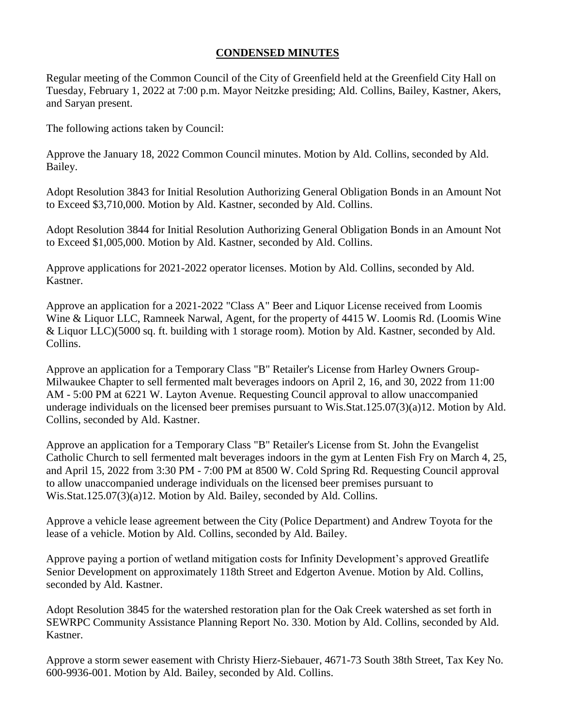**CONDENSED MINUTES**

Regular meeting of the Common Council of the City of Greenfield held at the Greenfield City Hall on Tuesday, February 1, 2022 at 7:00 p.m. Mayor Neitzke presiding; Ald. Collins, Bailey, Kastner, Akers, and Saryan present.

The following actions taken by Council:

Approve the January 18, 2022 Common Council minutes. Motion by Ald. Collins, seconded by Ald. Bailey.

Adopt Resolution 3843 for Initial Resolution Authorizing General Obligation Bonds in an Amount Not to Exceed $3,710,000. Motion by Ald. Kastner, seconded by Ald. Collins.

Adopt Resolution 3844 for Initial Resolution Authorizing General Obligation Bonds in an Amount Not to Exceed $1,005,000. Motion by Ald. Kastner, seconded by Ald. Collins.

Approve applications for 2021-2022 operator licenses. Motion by Ald. Collins, seconded by Ald. Kastner.

Approve an application for a 2021-2022 "Class A" Beer and Liquor License received from Loomis Wine & Liquor LLC, Ramneek Narwal, Agent, for the property of 4415 W. Loomis Rd. (Loomis Wine & Liquor LLC)(5000 sq. ft. building with 1 storage room). Motion by Ald. Kastner, seconded by Ald. Collins.

Approve an application for a Temporary Class "B" Retailer's License from Harley Owners Group-Milwaukee Chapter to sell fermented malt beverages indoors on April 2, 16, and 30, 2022 from 11:00 AM - 5:00 PM at 6221 W. Layton Avenue. Requesting Council approval to allow unaccompanied underage individuals on the licensed beer premises pursuant to Wis.Stat.125.07(3)(a)12. Motion by Ald. Collins, seconded by Ald. Kastner.

Approve an application for a Temporary Class "B" Retailer's License from St. John the Evangelist Catholic Church to sell fermented malt beverages indoors in the gym at Lenten Fish Fry on March 4, 25, and April 15, 2022 from 3:30 PM - 7:00 PM at 8500 W. Cold Spring Rd. Requesting Council approval to allow unaccompanied underage individuals on the licensed beer premises pursuant to Wis.Stat.125.07(3)(a)12. Motion by Ald. Bailey, seconded by Ald. Collins.

Approve a vehicle lease agreement between the City (Police Department) and Andrew Toyota for the lease of a vehicle. Motion by Ald. Collins, seconded by Ald. Bailey.

Approve paying a portion of wetland mitigation costs for Infinity Development's approved Greatlife Senior Development on approximately 118th Street and Edgerton Avenue. Motion by Ald. Collins, seconded by Ald. Kastner.

Adopt Resolution 3845 for the watershed restoration plan for the Oak Creek watershed as set forth in SEWRPC Community Assistance Planning Report No. 330. Motion by Ald. Collins, seconded by Ald. Kastner.

Approve a storm sewer easement with Christy Hierz-Siebauer, 4671-73 South 38th Street, Tax Key No. 600-9936-001. Motion by Ald. Bailey, seconded by Ald. Collins.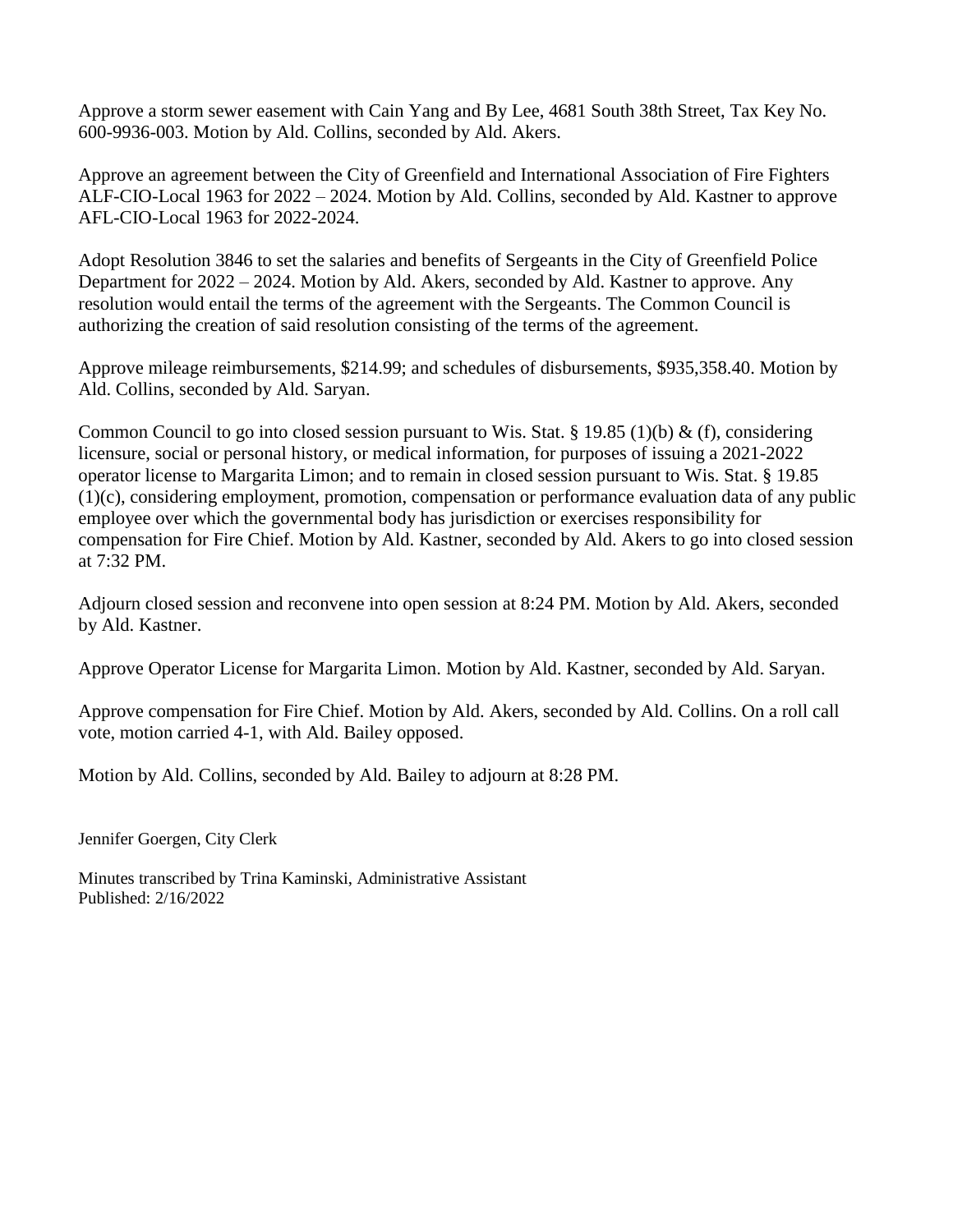Approve a storm sewer easement with Cain Yang and By Lee, 4681 South 38th Street, Tax Key No. 600-9936-003. Motion by Ald. Collins, seconded by Ald. Akers.

Approve an agreement between the City of Greenfield and International Association of Fire Fighters ALF-CIO-Local 1963 for 2022 – 2024. Motion by Ald. Collins, seconded by Ald. Kastner to approve AFL-CIO-Local 1963 for 2022-2024.

Adopt Resolution 3846 to set the salaries and benefits of Sergeants in the City of Greenfield Police Department for 2022 – 2024. Motion by Ald. Akers, seconded by Ald. Kastner to approve. Any resolution would entail the terms of the agreement with the Sergeants. The Common Council is authorizing the creation of said resolution consisting of the terms of the agreement.

Approve mileage reimbursements, $214.99; and schedules of disbursements, $935,358.40. Motion by Ald. Collins, seconded by Ald. Saryan.

Common Council to go into closed session pursuant to Wis. Stat. § 19.85 (1)(b) & (f), considering licensure, social or personal history, or medical information, for purposes of issuing a 2021-2022 operator license to Margarita Limon; and to remain in closed session pursuant to Wis. Stat. § 19.85 (1)(c), considering employment, promotion, compensation or performance evaluation data of any public employee over which the governmental body has jurisdiction or exercises responsibility for compensation for Fire Chief. Motion by Ald. Kastner, seconded by Ald. Akers to go into closed session at 7:32 PM.

Adjourn closed session and reconvene into open session at 8:24 PM. Motion by Ald. Akers, seconded by Ald. Kastner.

Approve Operator License for Margarita Limon. Motion by Ald. Kastner, seconded by Ald. Saryan.

Approve compensation for Fire Chief. Motion by Ald. Akers, seconded by Ald. Collins. On a roll call vote, motion carried 4-1, with Ald. Bailey opposed.

Motion by Ald. Collins, seconded by Ald. Bailey to adjourn at 8:28 PM.

Jennifer Goergen, City Clerk

Minutes transcribed by Trina Kaminski, Administrative Assistant
Published: 2/16/2022